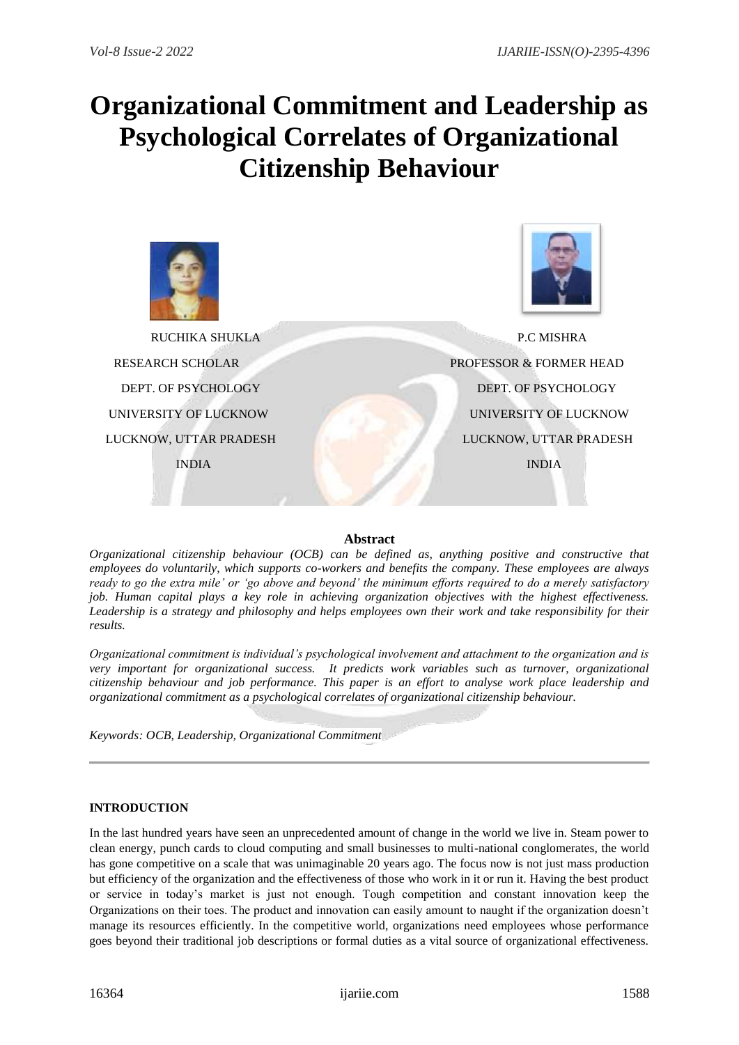# Organizational Commitment and Leadership as Psychological Correlates of Organizational Citizenship Behaviour

RUCHIKA SHUKLA
RESEARCH SCHOLAR
DEPT. OF PSYCHOLOGY
UNIVERSITY OF LUCKNOW
LUCKNOW, UTTAR PRADESH
INDIA

P.C MISHRA
PROFESSOR & FORMER HEAD
DEPT. OF PSYCHOLOGY
UNIVERSITY OF LUCKNOW
LUCKNOW, UTTAR PRADESH
INDIA

## Abstract

*Organizational citizenship behaviour (OCB) can be defined as, anything positive and constructive that employees do voluntarily, which supports co-workers and benefits the company. These employees are always ready to go the extra mile' or 'go above and beyond' the minimum efforts required to do a merely satisfactory job. Human capital plays a key role in achieving organization objectives with the highest effectiveness. Leadership is a strategy and philosophy and helps employees own their work and take responsibility for their results.*

*Organizational commitment is individual's psychological involvement and attachment to the organization and is very important for organizational success. It predicts work variables such as turnover, organizational citizenship behaviour and job performance. This paper is an effort to analyse work place leadership and organizational commitment as a psychological correlates of organizational citizenship behaviour.*

*Keywords: OCB, Leadership, Organizational Commitment*

---

**INTRODUCTION**

In the last hundred years have seen an unprecedented amount of change in the world we live in. Steam power to clean energy, punch cards to cloud computing and small businesses to multi-national conglomerates, the world has gone competitive on a scale that was unimaginable 20 years ago. The focus now is not just mass production but efficiency of the organization and the effectiveness of those who work in it or run it. Having the best product or service in today's market is just not enough. Tough competition and constant innovation keep the Organizations on their toes. The product and innovation can easily amount to naught if the organization doesn't manage its resources efficiently. In the competitive world, organizations need employees whose performance goes beyond their traditional job descriptions or formal duties as a vital source of organizational effectiveness.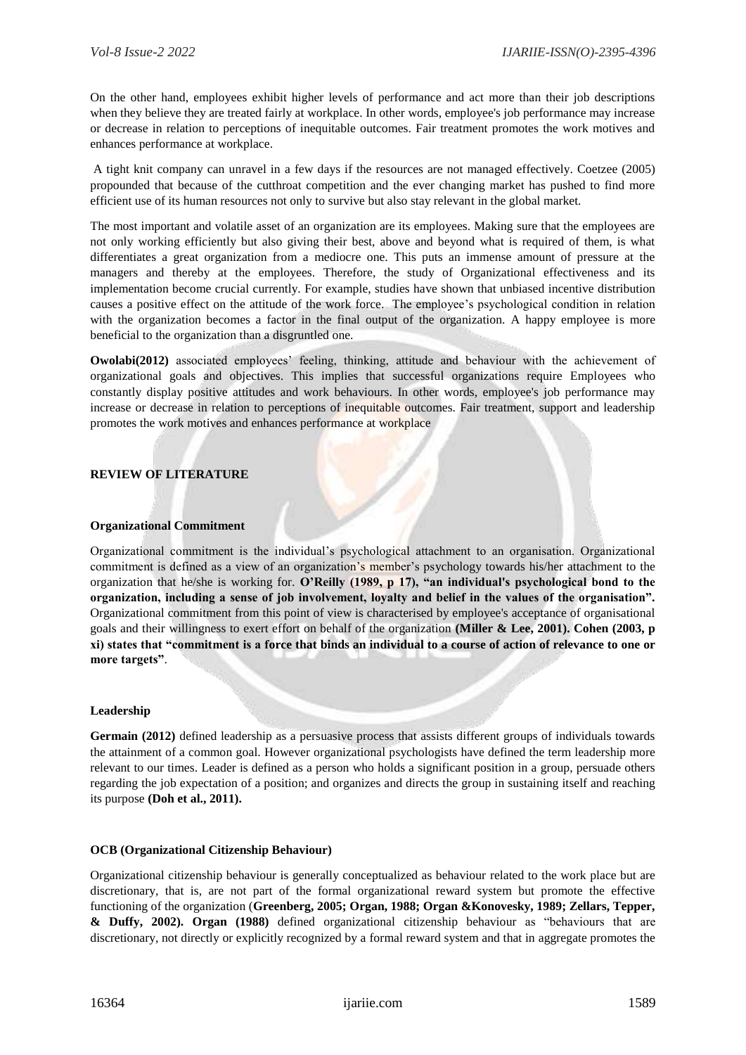On the other hand, employees exhibit higher levels of performance and act more than their job descriptions when they believe they are treated fairly at workplace. In other words, employee's job performance may increase or decrease in relation to perceptions of inequitable outcomes. Fair treatment promotes the work motives and enhances performance at workplace.

A tight knit company can unravel in a few days if the resources are not managed effectively. Coetzee (2005) propounded that because of the cutthroat competition and the ever changing market has pushed to find more efficient use of its human resources not only to survive but also stay relevant in the global market.

The most important and volatile asset of an organization are its employees. Making sure that the employees are not only working efficiently but also giving their best, above and beyond what is required of them, is what differentiates a great organization from a mediocre one. This puts an immense amount of pressure at the managers and thereby at the employees. Therefore, the study of Organizational effectiveness and its implementation become crucial currently. For example, studies have shown that unbiased incentive distribution causes a positive effect on the attitude of the work force. The employee's psychological condition in relation with the organization becomes a factor in the final output of the organization. A happy employee is more beneficial to the organization than a disgruntled one.

**Owolabi(2012)** associated employees' feeling, thinking, attitude and behaviour with the achievement of organizational goals and objectives. This implies that successful organizations require Employees who constantly display positive attitudes and work behaviours. In other words, employee's job performance may increase or decrease in relation to perceptions of inequitable outcomes. Fair treatment, support and leadership promotes the work motives and enhances performance at workplace

## REVIEW OF LITERATURE

### Organizational Commitment

Organizational commitment is the individual's psychological attachment to an organisation. Organizational commitment is defined as a view of an organization's member's psychology towards his/her attachment to the organization that he/she is working for. **O'Reilly (1989, p 17), "an individual's psychological bond to the organization, including a sense of job involvement, loyalty and belief in the values of the organisation".** Organizational commitment from this point of view is characterised by employee's acceptance of organisational goals and their willingness to exert effort on behalf of the organization **(Miller & Lee, 2001). Cohen (2003, p xi) states that "commitment is a force that binds an individual to a course of action of relevance to one or more targets"**.

### Leadership

**Germain (2012)** defined leadership as a persuasive process that assists different groups of individuals towards the attainment of a common goal. However organizational psychologists have defined the term leadership more relevant to our times. Leader is defined as a person who holds a significant position in a group, persuade others regarding the job expectation of a position; and organizes and directs the group in sustaining itself and reaching its purpose **(Doh et al., 2011).**

### OCB (Organizational Citizenship Behaviour)

Organizational citizenship behaviour is generally conceptualized as behaviour related to the work place but are discretionary, that is, are not part of the formal organizational reward system but promote the effective functioning of the organization (**Greenberg, 2005; Organ, 1988; Organ &Konovesky, 1989; Zellars, Tepper, & Duffy, 2002). Organ (1988)** defined organizational citizenship behaviour as "behaviours that are discretionary, not directly or explicitly recognized by a formal reward system and that in aggregate promotes the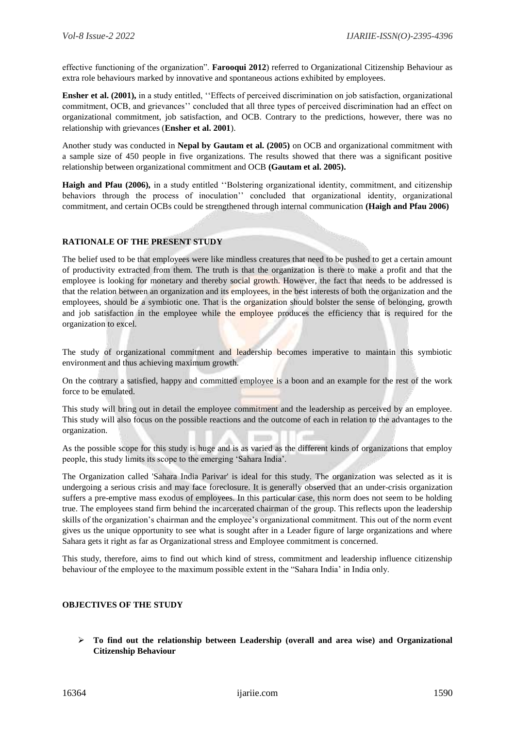effective functioning of the organization". **Farooqui 2012**) referred to Organizational Citizenship Behaviour as extra role behaviours marked by innovative and spontaneous actions exhibited by employees.

**Ensher et al. (2001),** in a study entitled, ''Effects of perceived discrimination on job satisfaction, organizational commitment, OCB, and grievances'' concluded that all three types of perceived discrimination had an effect on organizational commitment, job satisfaction, and OCB. Contrary to the predictions, however, there was no relationship with grievances (**Ensher et al. 2001**).

Another study was conducted in **Nepal by Gautam et al. (2005)** on OCB and organizational commitment with a sample size of 450 people in five organizations. The results showed that there was a significant positive relationship between organizational commitment and OCB **(Gautam et al. 2005).**

**Haigh and Pfau (2006),** in a study entitled ''Bolstering organizational identity, commitment, and citizenship behaviors through the process of inoculation'' concluded that organizational identity, organizational commitment, and certain OCBs could be strengthened through internal communication **(Haigh and Pfau 2006)**

## RATIONALE OF THE PRESENT STUDY

The belief used to be that employees were like mindless creatures that need to be pushed to get a certain amount of productivity extracted from them. The truth is that the organization is there to make a profit and that the employee is looking for monetary and thereby social growth. However, the fact that needs to be addressed is that the relation between an organization and its employees, in the best interests of both the organization and the employees, should be a symbiotic one. That is the organization should bolster the sense of belonging, growth and job satisfaction in the employee while the employee produces the efficiency that is required for the organization to excel.

The study of organizational commitment and leadership becomes imperative to maintain this symbiotic environment and thus achieving maximum growth.

On the contrary a satisfied, happy and committed employee is a boon and an example for the rest of the work force to be emulated.

This study will bring out in detail the employee commitment and the leadership as perceived by an employee. This study will also focus on the possible reactions and the outcome of each in relation to the advantages to the organization.

As the possible scope for this study is huge and is as varied as the different kinds of organizations that employ people, this study limits its scope to the emerging 'Sahara India'.

The Organization called 'Sahara India Parivar' is ideal for this study. The organization was selected as it is undergoing a serious crisis and may face foreclosure. It is generally observed that an under-crisis organization suffers a pre-emptive mass exodus of employees. In this particular case, this norm does not seem to be holding true. The employees stand firm behind the incarcerated chairman of the group. This reflects upon the leadership skills of the organization's chairman and the employee's organizational commitment. This out of the norm event gives us the unique opportunity to see what is sought after in a Leader figure of large organizations and where Sahara gets it right as far as Organizational stress and Employee commitment is concerned.

This study, therefore, aims to find out which kind of stress, commitment and leadership influence citizenship behaviour of the employee to the maximum possible extent in the "Sahara India' in India only.

## OBJECTIVES OF THE STUDY

- **To find out the relationship between Leadership (overall and area wise) and Organizational Citizenship Behaviour**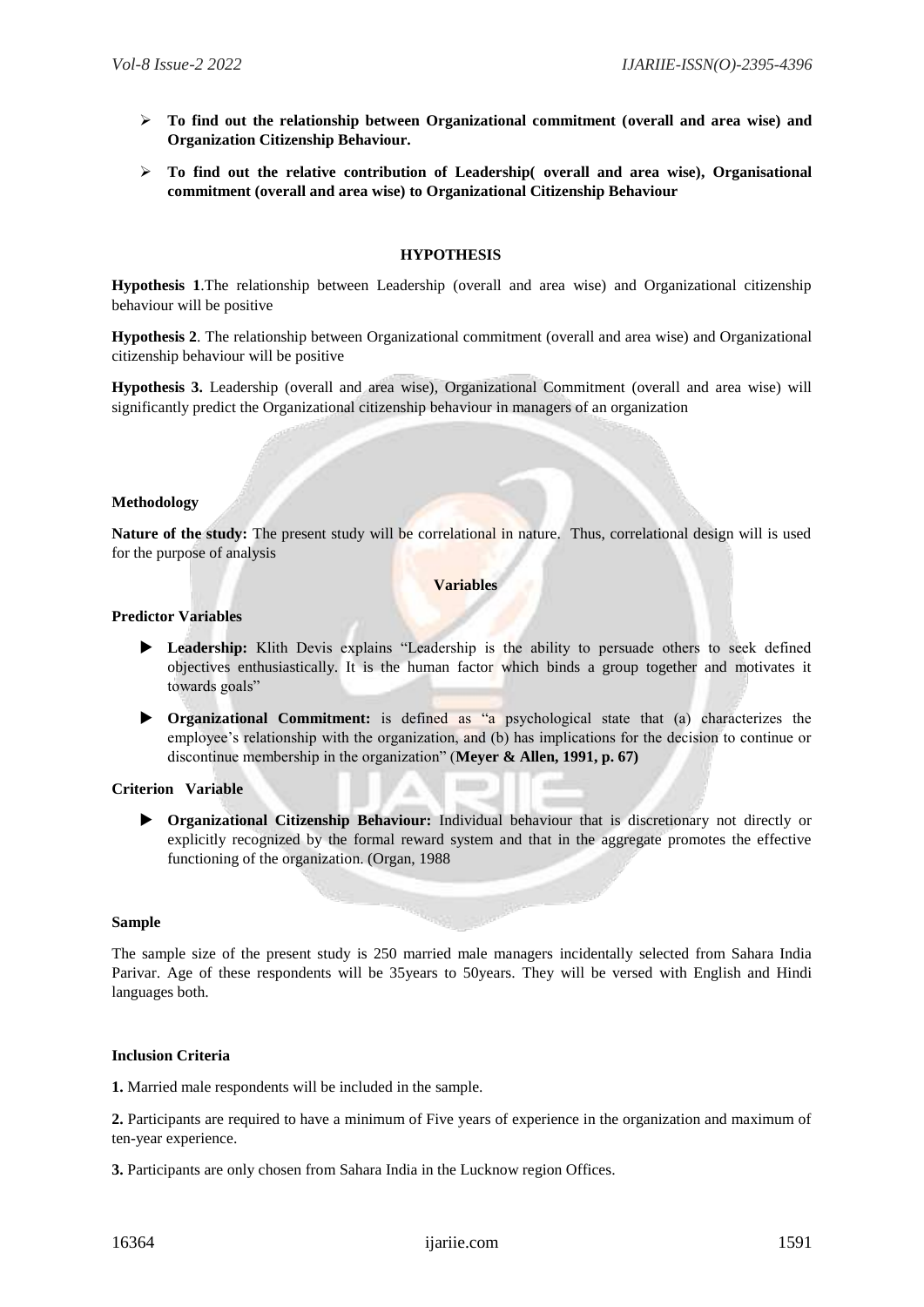- **To find out the relationship between Organizational commitment (overall and area wise) and Organization Citizenship Behaviour.**
- **To find out the relative contribution of Leadership( overall and area wise), Organisational commitment (overall and area wise) to Organizational Citizenship Behaviour**

## HYPOTHESIS

**Hypothesis 1**.The relationship between Leadership (overall and area wise) and Organizational citizenship behaviour will be positive

**Hypothesis 2**. The relationship between Organizational commitment (overall and area wise) and Organizational citizenship behaviour will be positive

**Hypothesis 3.** Leadership (overall and area wise), Organizational Commitment (overall and area wise) will significantly predict the Organizational citizenship behaviour in managers of an organization

### Methodology

**Nature of the study:** The present study will be correlational in nature. Thus, correlational design will is used for the purpose of analysis

### Variables

**Predictor Variables**

- **Leadership:** Klith Devis explains "Leadership is the ability to persuade others to seek defined objectives enthusiastically. It is the human factor which binds a group together and motivates it towards goals"
- **Organizational Commitment:** is defined as "a psychological state that (a) characterizes the employee's relationship with the organization, and (b) has implications for the decision to continue or discontinue membership in the organization" (**Meyer & Allen, 1991, p. 67)**

**Criterion Variable**

- **Organizational Citizenship Behaviour:** Individual behaviour that is discretionary not directly or explicitly recognized by the formal reward system and that in the aggregate promotes the effective functioning of the organization. (Organ, 1988

### Sample

The sample size of the present study is 250 married male managers incidentally selected from Sahara India Parivar. Age of these respondents will be 35years to 50years. They will be versed with English and Hindi languages both.

### Inclusion Criteria

**1.** Married male respondents will be included in the sample.

**2.** Participants are required to have a minimum of Five years of experience in the organization and maximum of ten-year experience.

**3.** Participants are only chosen from Sahara India in the Lucknow region Offices.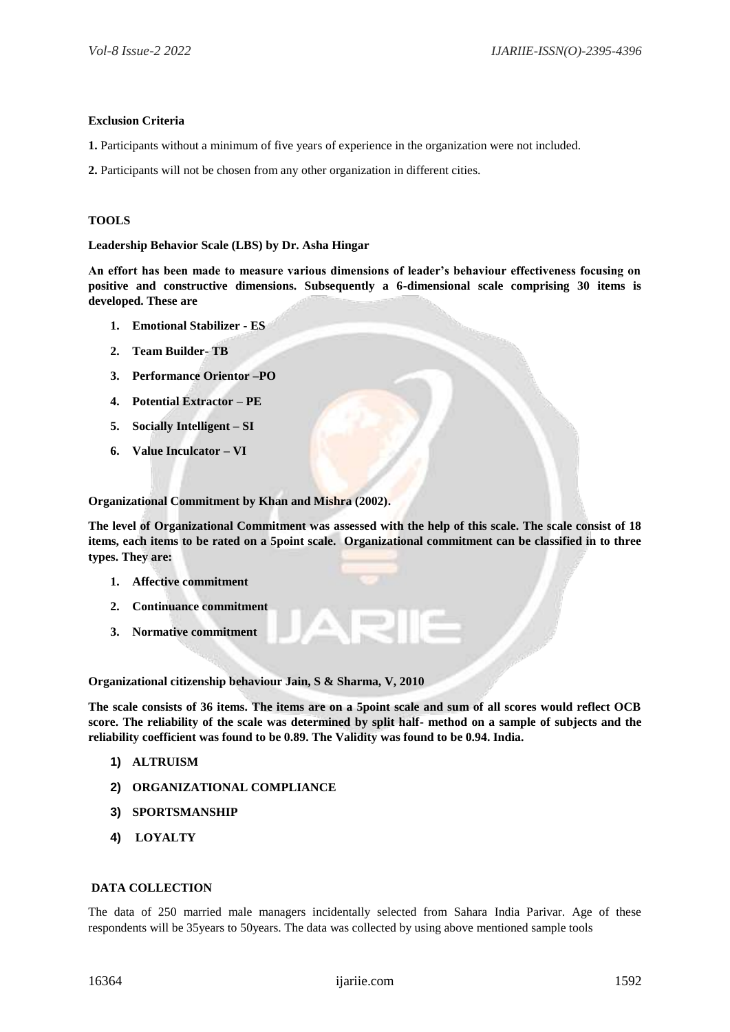**Exclusion Criteria**

**1.** Participants without a minimum of five years of experience in the organization were not included.

**2.** Participants will not be chosen from any other organization in different cities.

**TOOLS**

**Leadership Behavior Scale (LBS) by Dr. Asha Hingar**

**An effort has been made to measure various dimensions of leader's behaviour effectiveness focusing on positive and constructive dimensions. Subsequently a 6-dimensional scale comprising 30 items is developed. These are**

1. **Emotional Stabilizer - ES**
2. **Team Builder- TB**
3. **Performance Orientor –PO**
4. **Potential Extractor – PE**
5. **Socially Intelligent – SI**
6. **Value Inculcator – VI**

**Organizational Commitment by Khan and Mishra (2002).**

**The level of Organizational Commitment was assessed with the help of this scale. The scale consist of 18 items, each items to be rated on a 5point scale. Organizational commitment can be classified in to three types. They are:**

1. **Affective commitment**
2. **Continuance commitment**
3. **Normative commitment**

**Organizational citizenship behaviour Jain, S & Sharma, V, 2010**

**The scale consists of 36 items. The items are on a 5point scale and sum of all scores would reflect OCB score. The reliability of the scale was determined by split half- method on a sample of subjects and the reliability coefficient was found to be 0.89. The Validity was found to be 0.94. India.**

1) **ALTRUISM**
2) **ORGANIZATIONAL COMPLIANCE**
3) **SPORTSMANSHIP**
4) **LOYALTY**

**DATA COLLECTION**

The data of 250 married male managers incidentally selected from Sahara India Parivar. Age of these respondents will be 35years to 50years. The data was collected by using above mentioned sample tools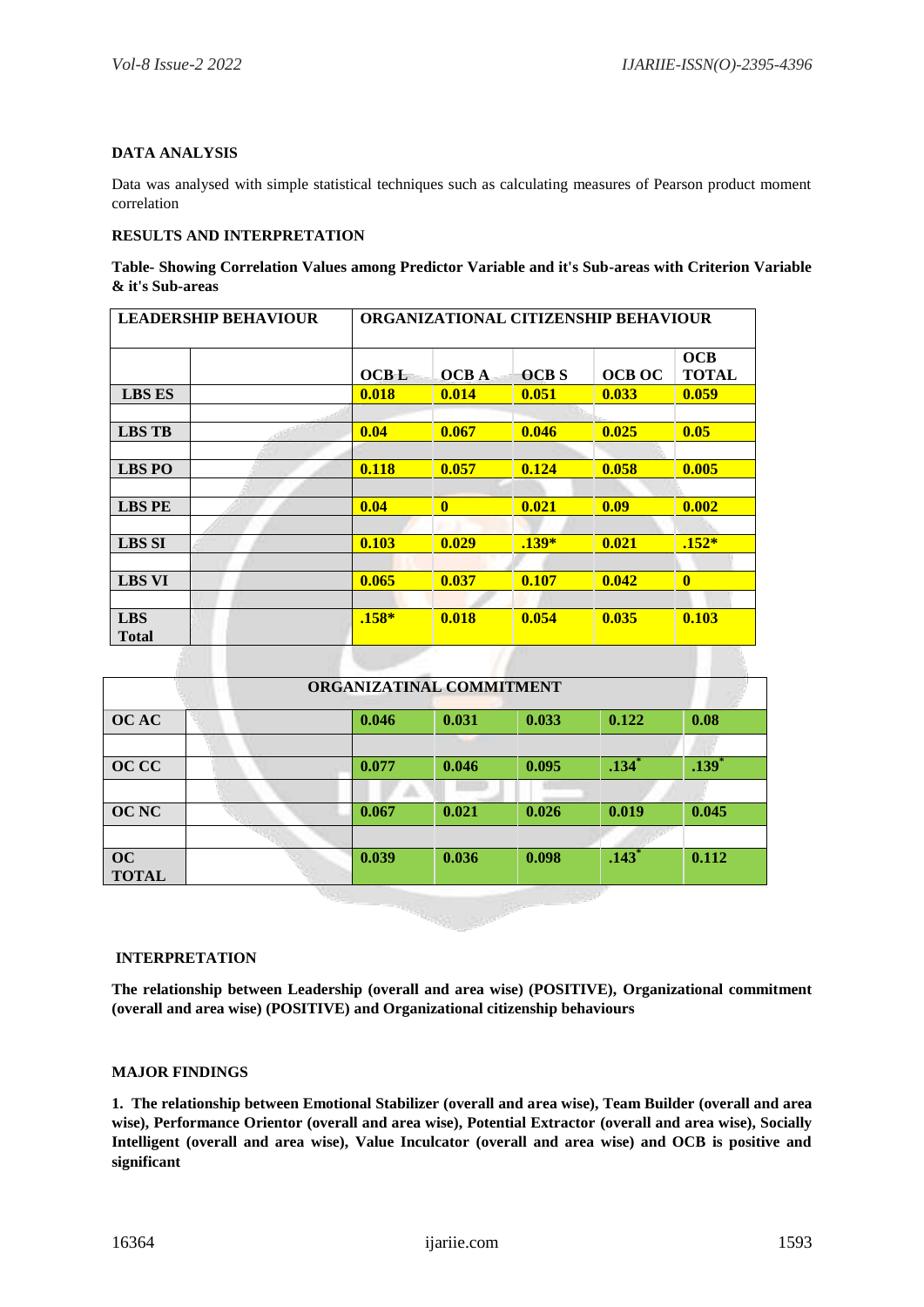**DATA ANALYSIS**

Data was analysed with simple statistical techniques such as calculating measures of Pearson product moment correlation

**RESULTS AND INTERPRETATION**

**Table- Showing Correlation Values among Predictor Variable and it's Sub-areas with Criterion Variable & it's Sub-areas**

| LEADERSHIP BEHAVIOUR | | ORGANIZATIONAL CITIZENSHIP BEHAVIOUR | | | | |
|---|---|---|---|---|---|---|
| | | OCB L | OCB A | OCB S | OCB OC | OCB TOTAL |
| LBS ES | | 0.018 | 0.014 | 0.051 | 0.033 | 0.059 |
| LBS TB | | 0.04 | 0.067 | 0.046 | 0.025 | 0.05 |
| LBS PO | | 0.118 | 0.057 | 0.124 | 0.058 | 0.005 |
| LBS PE | | 0.04 | 0 | 0.021 | 0.09 | 0.002 |
| LBS SI | | 0.103 | 0.029 | .139* | 0.021 | .152* |
| LBS VI | | 0.065 | 0.037 | 0.107 | 0.042 | 0 |
| LBS Total | | .158* | 0.018 | 0.054 | 0.035 | 0.103 |
| **ORGANIZATINAL COMMITMENT** | | | | | | |
| OC AC | | 0.046 | 0.031 | 0.033 | 0.122 | 0.08 |
| OC CC | | 0.077 | 0.046 | 0.095 | .134* | .139* |
| OC NC | | 0.067 | 0.021 | 0.026 | 0.019 | 0.045 |
| OC TOTAL | | 0.039 | 0.036 | 0.098 | .143* | 0.112 |

**INTERPRETATION**

**The relationship between Leadership (overall and area wise) (POSITIVE), Organizational commitment (overall and area wise) (POSITIVE) and Organizational citizenship behaviours**

**MAJOR FINDINGS**

**1. The relationship between Emotional Stabilizer (overall and area wise), Team Builder (overall and area wise), Performance Orientor (overall and area wise), Potential Extractor (overall and area wise), Socially Intelligent (overall and area wise), Value Inculcator (overall and area wise) and OCB is positive and significant**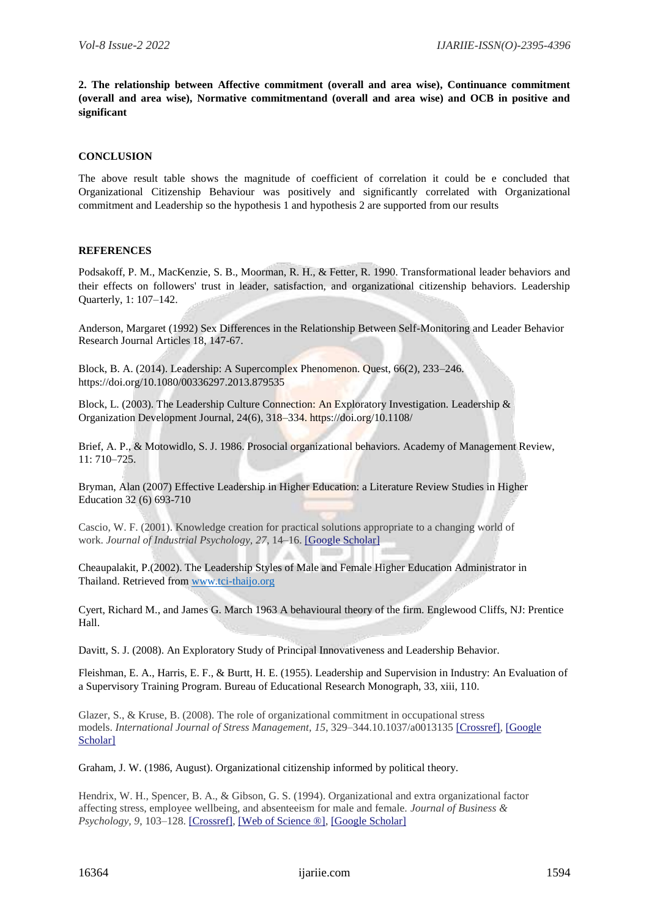**2. The relationship between Affective commitment (overall and area wise), Continuance commitment (overall and area wise), Normative commitmentand (overall and area wise) and OCB in positive and significant**

## CONCLUSION

The above result table shows the magnitude of coefficient of correlation it could be e concluded that Organizational Citizenship Behaviour was positively and significantly correlated with Organizational commitment and Leadership so the hypothesis 1 and hypothesis 2 are supported from our results

## REFERENCES

Podsakoff, P. M., MacKenzie, S. B., Moorman, R. H., & Fetter, R. 1990. Transformational leader behaviors and their effects on followers' trust in leader, satisfaction, and organizational citizenship behaviors. Leadership Quarterly, 1: 107–142.

Anderson, Margaret (1992) Sex Differences in the Relationship Between Self-Monitoring and Leader Behavior Research Journal Articles 18, 147-67.

Block, B. A. (2014). Leadership: A Supercomplex Phenomenon. Quest, 66(2), 233–246. https://doi.org/10.1080/00336297.2013.879535

Block, L. (2003). The Leadership Culture Connection: An Exploratory Investigation. Leadership & Organization Development Journal, 24(6), 318–334. https://doi.org/10.1108/

Brief, A. P., & Motowidlo, S. J. 1986. Prosocial organizational behaviors. Academy of Management Review, 11: 710–725.

Bryman, Alan (2007) Effective Leadership in Higher Education: a Literature Review Studies in Higher Education 32 (6) 693-710

Cascio, W. F. (2001). Knowledge creation for practical solutions appropriate to a changing world of work. *Journal of Industrial Psychology*, *27*, 14–16. [Google Scholar]

Cheaupalakit, P.(2002). The Leadership Styles of Male and Female Higher Education Administrator in Thailand. Retrieved from www.tci-thaijo.org

Cyert, Richard M., and James G. March 1963 A behavioural theory of the firm. Englewood Cliffs, NJ: Prentice Hall.

Davitt, S. J. (2008). An Exploratory Study of Principal Innovativeness and Leadership Behavior.

Fleishman, E. A., Harris, E. F., & Burtt, H. E. (1955). Leadership and Supervision in Industry: An Evaluation of a Supervisory Training Program. Bureau of Educational Research Monograph, 33, xiii, 110.

Glazer, S., & Kruse, B. (2008). The role of organizational commitment in occupational stress models. *International Journal of Stress Management*, *15*, 329–344.10.1037/a0013135 [Crossref], [Google Scholar]

Graham, J. W. (1986, August). Organizational citizenship informed by political theory.

Hendrix, W. H., Spencer, B. A., & Gibson, G. S. (1994). Organizational and extra organizational factor affecting stress, employee wellbeing, and absenteeism for male and female. *Journal of Business & Psychology*, *9*, 103–128. [Crossref], [Web of Science ®], [Google Scholar]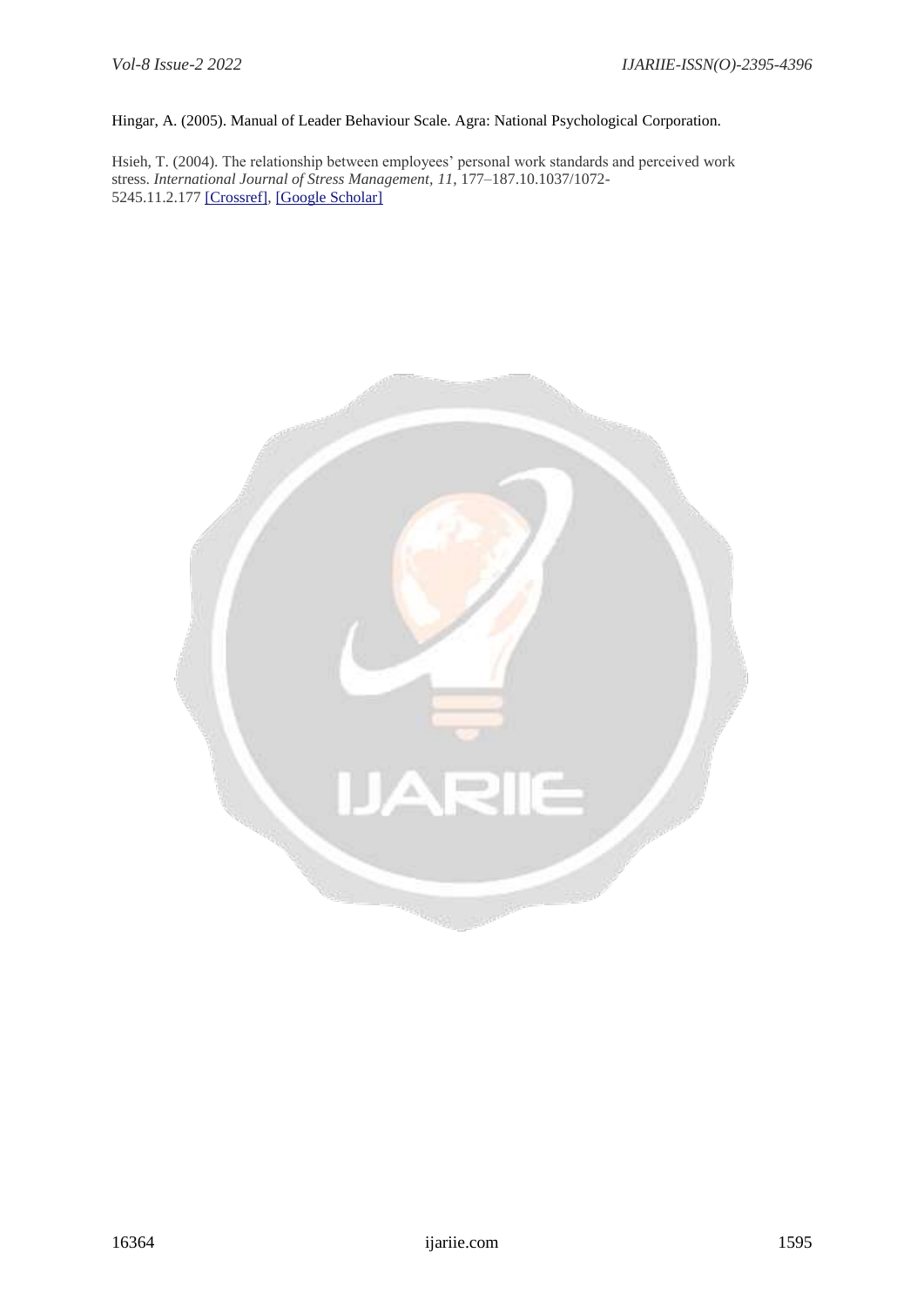Hingar, A. (2005). Manual of Leader Behaviour Scale. Agra: National Psychological Corporation.

Hsieh, T. (2004). The relationship between employees' personal work standards and perceived work stress. *International Journal of Stress Management, 11*, 177–187.10.1037/1072-5245.11.2.177 [Crossref], [Google Scholar]